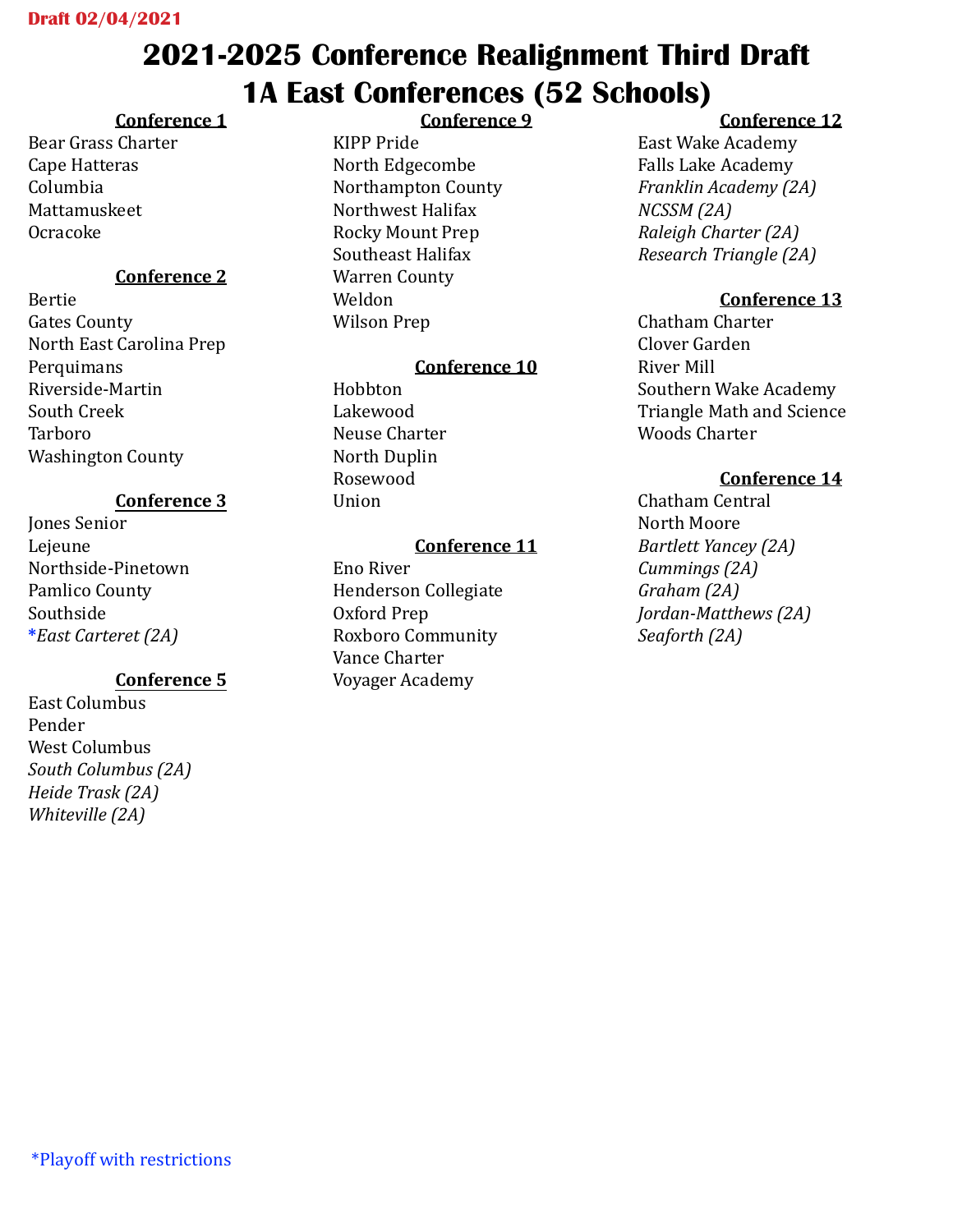**Draft 02/04/2021**

# 2021-2025 Conference Realignment Third Draft
# 1A East Conferences (52 Schools)

**Conference 1**

Bear Grass Charter
Cape Hatteras
Columbia
Mattamuskeet
Ocracoke

**Conference 2**

Bertie
Gates County
North East Carolina Prep
Perquimans
Riverside-Martin
South Creek
Tarboro
Washington County

**Conference 3**

Jones Senior
Lejeune
Northside-Pinetown
Pamlico County
Southside
**East Carteret (2A)*

**Conference 5**

East Columbus
Pender
West Columbus
*South Columbus (2A)*
*Heide Trask (2A)*
*Whiteville (2A)*

**Conference 9**

KIPP Pride
North Edgecombe
Northampton County
Northwest Halifax
Rocky Mount Prep
Southeast Halifax
Warren County
Weldon
Wilson Prep

**Conference 10**

Hobbton
Lakewood
Neuse Charter
North Duplin
Rosewood
Union

**Conference 11**

Eno River
Henderson Collegiate
Oxford Prep
Roxboro Community
Vance Charter
Voyager Academy

**Conference 12**

East Wake Academy
Falls Lake Academy
*Franklin Academy (2A)*
*NCSSM (2A)*
*Raleigh Charter (2A)*
*Research Triangle (2A)*

**Conference 13**

Chatham Charter
Clover Garden
River Mill
Southern Wake Academy
Triangle Math and Science
Woods Charter

**Conference 14**

Chatham Central
North Moore
*Bartlett Yancey (2A)*
*Cummings (2A)*
*Graham (2A)*
*Jordan-Matthews (2A)*
*Seaforth (2A)*

*Playoff with restrictions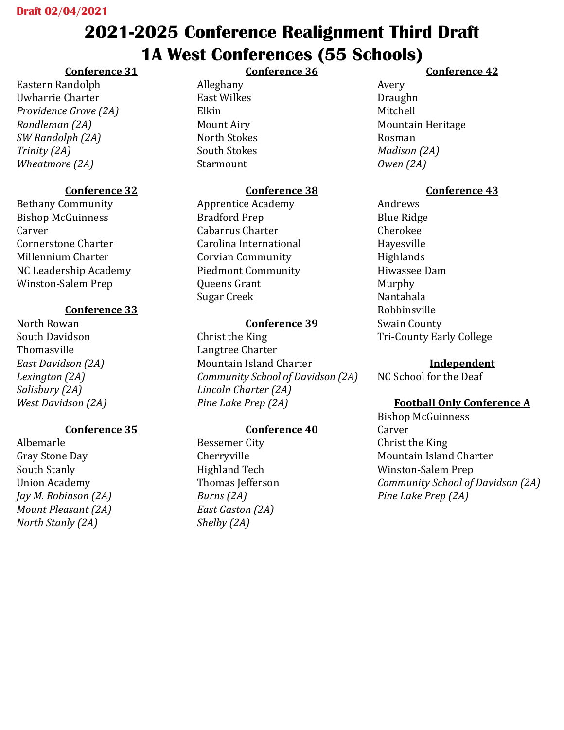Draft 02/04/2021

# 2021-2025 Conference Realignment Third Draft
# 1A West Conferences (55 Schools)

**Conference 31**

Eastern Randolph
Uwharrie Charter
*Providence Grove (2A)*
*Randleman (2A)*
*SW Randolph (2A)*
*Trinity (2A)*
*Wheatmore (2A)*

**Conference 32**

Bethany Community
Bishop McGuinness
Carver
Cornerstone Charter
Millennium Charter
NC Leadership Academy
Winston-Salem Prep

**Conference 33**

North Rowan
South Davidson
Thomasville
*East Davidson (2A)*
*Lexington (2A)*
*Salisbury (2A)*
*West Davidson (2A)*

**Conference 35**

Albemarle
Gray Stone Day
South Stanly
Union Academy
*Jay M. Robinson (2A)*
*Mount Pleasant (2A)*
*North Stanly (2A)*

**Conference 36**

Alleghany
East Wilkes
Elkin
Mount Airy
North Stokes
South Stokes
Starmount

**Conference 38**

Apprentice Academy
Bradford Prep
Cabarrus Charter
Carolina International
Corvian Community
Piedmont Community
Queens Grant
Sugar Creek

**Conference 39**

Christ the King
Langtree Charter
Mountain Island Charter
*Community School of Davidson (2A)*
*Lincoln Charter (2A)*
*Pine Lake Prep (2A)*

**Conference 40**

Bessemer City
Cherryville
Highland Tech
Thomas Jefferson
*Burns (2A)*
*East Gaston (2A)*
*Shelby (2A)*

**Conference 42**

Avery
Draughn
Mitchell
Mountain Heritage
Rosman
*Madison (2A)*
*Owen (2A)*

**Conference 43**

Andrews
Blue Ridge
Cherokee
Hayesville
Highlands
Hiwassee Dam
Murphy
Nantahala
Robbinsville
Swain County
Tri-County Early College

**Independent**

NC School for the Deaf

**Football Only Conference A**

Bishop McGuinness
Carver
Christ the King
Mountain Island Charter
Winston-Salem Prep
*Community School of Davidson (2A)*
*Pine Lake Prep (2A)*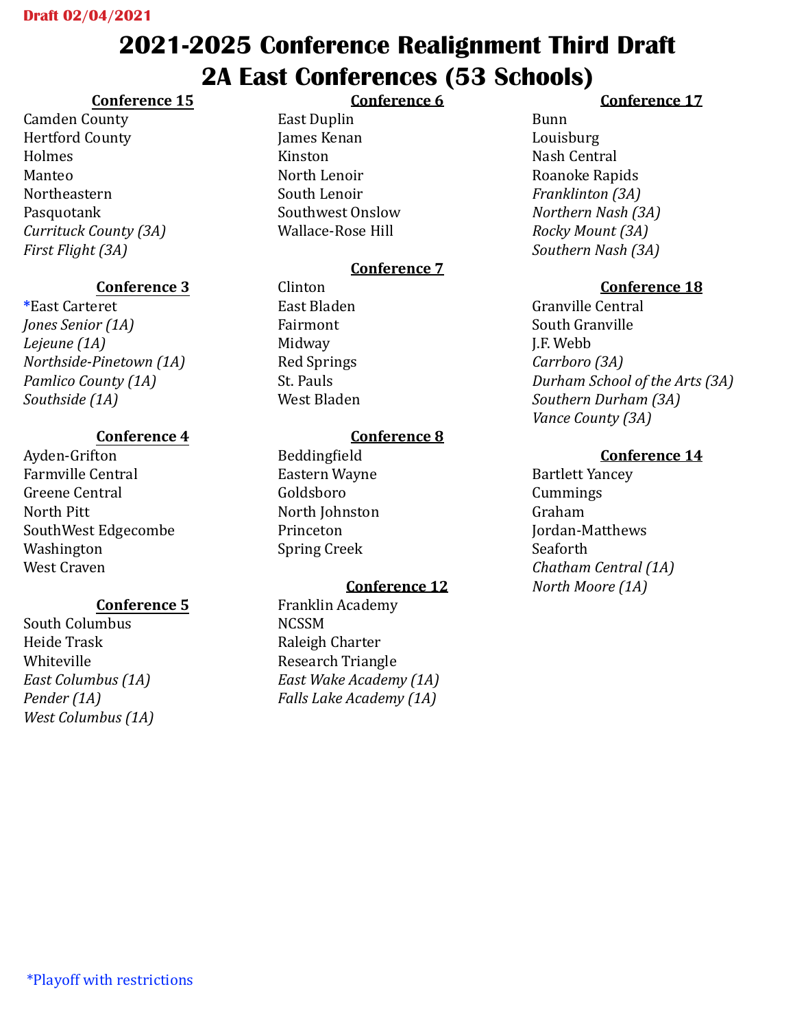Draft 02/04/2021

# 2021-2025 Conference Realignment Third Draft
# 2A East Conferences (53 Schools)

### Conference 15

Camden County
Hertford County
Holmes
Manteo
Northeastern
Pasquotank
*Currituck County (3A)*
*First Flight (3A)*

### Conference 3

*East Carteret
*Jones Senior (1A)*
*Lejeune (1A)*
*Northside-Pinetown (1A)*
*Pamlico County (1A)*
*Southside (1A)*

### Conference 4

Ayden-Grifton
Farmville Central
Greene Central
North Pitt
SouthWest Edgecombe
Washington
West Craven

### Conference 5

South Columbus
Heide Trask
Whiteville
*East Columbus (1A)*
*Pender (1A)*
*West Columbus (1A)*

### Conference 6

East Duplin
James Kenan
Kinston
North Lenoir
South Lenoir
Southwest Onslow
Wallace-Rose Hill

### Conference 7

Clinton
East Bladen
Fairmont
Midway
Red Springs
St. Pauls
West Bladen

### Conference 8

Beddingfield
Eastern Wayne
Goldsboro
North Johnston
Princeton
Spring Creek

### Conference 12

Franklin Academy
NCSSM
Raleigh Charter
Research Triangle
*East Wake Academy (1A)*
*Falls Lake Academy (1A)*

### Conference 17

Bunn
Louisburg
Nash Central
Roanoke Rapids
*Franklinton (3A)*
*Northern Nash (3A)*
*Rocky Mount (3A)*
*Southern Nash (3A)*

### Conference 18

Granville Central
South Granville
J.F. Webb
*Carrboro (3A)*
*Durham School of the Arts (3A)*
*Southern Durham (3A)*
*Vance County (3A)*

### Conference 14

Bartlett Yancey
Cummings
Graham
Jordan-Matthews
Seaforth
*Chatham Central (1A)*
*North Moore (1A)*

*Playoff with restrictions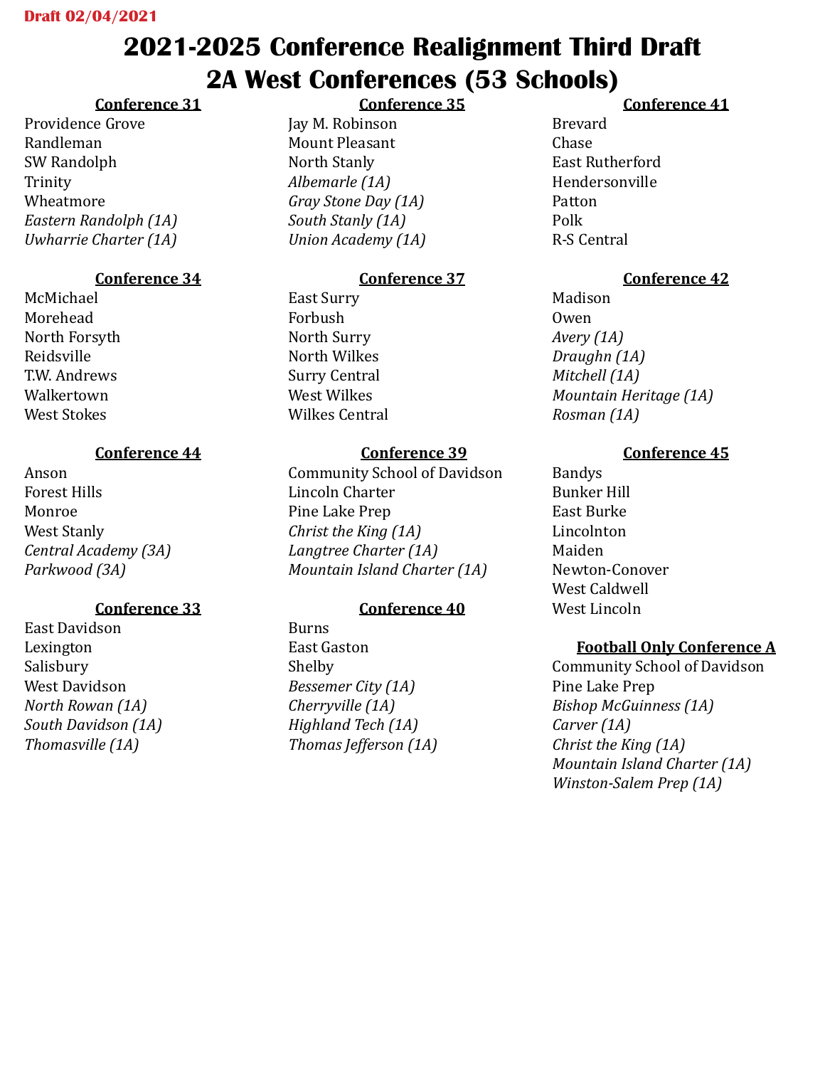Draft 02/04/2021

# 2021-2025 Conference Realignment Third Draft
# 2A West Conferences (53 Schools)

**Conference 31**

Providence Grove
Randleman
SW Randolph
Trinity
Wheatmore
*Eastern Randolph (1A)*
*Uwharrie Charter (1A)*

**Conference 34**

McMichael
Morehead
North Forsyth
Reidsville
T.W. Andrews
Walkertown
West Stokes

**Conference 44**

Anson
Forest Hills
Monroe
West Stanly
*Central Academy (3A)*
*Parkwood (3A)*

**Conference 33**

East Davidson
Lexington
Salisbury
West Davidson
*North Rowan (1A)*
*South Davidson (1A)*
*Thomasville (1A)*

**Conference 35**

Jay M. Robinson
Mount Pleasant
North Stanly
*Albemarle (1A)*
*Gray Stone Day (1A)*
*South Stanly (1A)*
*Union Academy (1A)*

**Conference 37**

East Surry
Forbush
North Surry
North Wilkes
Surry Central
West Wilkes
Wilkes Central

**Conference 39**

Community School of Davidson
Lincoln Charter
Pine Lake Prep
*Christ the King (1A)*
*Langtree Charter (1A)*
*Mountain Island Charter (1A)*

**Conference 40**

Burns
East Gaston
Shelby
*Bessemer City (1A)*
*Cherryville (1A)*
*Highland Tech (1A)*
*Thomas Jefferson (1A)*

**Conference 41**

Brevard
Chase
East Rutherford
Hendersonville
Patton
Polk
R-S Central

**Conference 42**

Madison
Owen
*Avery (1A)*
*Draughn (1A)*
*Mitchell (1A)*
*Mountain Heritage (1A)*
*Rosman (1A)*

**Conference 45**

Bandys
Bunker Hill
East Burke
Lincolnton
Maiden
Newton-Conover
West Caldwell
West Lincoln

**Football Only Conference A**

Community School of Davidson
Pine Lake Prep
*Bishop McGuinness (1A)*
*Carver (1A)*
*Christ the King (1A)*
*Mountain Island Charter (1A)*
*Winston-Salem Prep (1A)*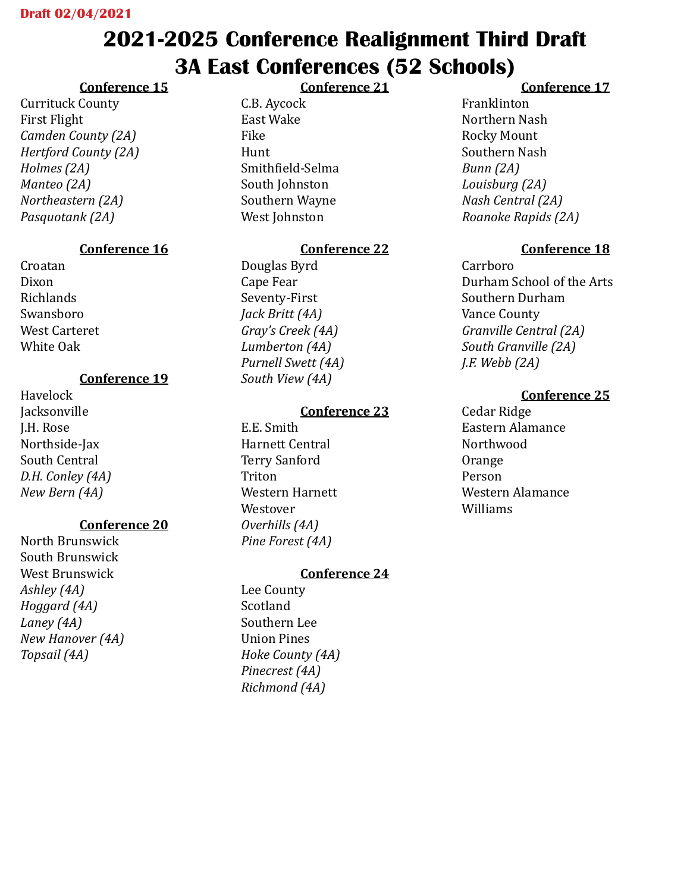**Draft 02/04/2021**

# 2021-2025 Conference Realignment Third Draft
# 3A East Conferences (52 Schools)

**Conference 15**

Currituck County
First Flight
*Camden County (2A)*
*Hertford County (2A)*
*Holmes (2A)*
*Manteo (2A)*
*Northeastern (2A)*
*Pasquotank (2A)*

**Conference 16**

Croatan
Dixon
Richlands
Swansboro
West Carteret
White Oak

**Conference 19**

Havelock
Jacksonville
J.H. Rose
Northside-Jax
South Central
*D.H. Conley (4A)*
*New Bern (4A)*

**Conference 20**

North Brunswick
South Brunswick
West Brunswick
*Ashley (4A)*
*Hoggard (4A)*
*Laney (4A)*
*New Hanover (4A)*
*Topsail (4A)*

**Conference 21**

C.B. Aycock
East Wake
Fike
Hunt
Smithfield-Selma
South Johnston
Southern Wayne
West Johnston

**Conference 22**

Douglas Byrd
Cape Fear
Seventy-First
*Jack Britt (4A)*
*Gray's Creek (4A)*
*Lumberton (4A)*
*Purnell Swett (4A)*
*South View (4A)*

**Conference 23**

E.E. Smith
Harnett Central
Terry Sanford
Triton
Western Harnett
Westover
*Overhills (4A)*
*Pine Forest (4A)*

**Conference 24**

Lee County
Scotland
Southern Lee
Union Pines
*Hoke County (4A)*
*Pinecrest (4A)*
*Richmond (4A)*

**Conference 17**

Franklinton
Northern Nash
Rocky Mount
Southern Nash
*Bunn (2A)*
*Louisburg (2A)*
*Nash Central (2A)*
*Roanoke Rapids (2A)*

**Conference 18**

Carrboro
Durham School of the Arts
Southern Durham
Vance County
*Granville Central (2A)*
*South Granville (2A)*
*J.F. Webb (2A)*

**Conference 25**

Cedar Ridge
Eastern Alamance
Northwood
Orange
Person
Western Alamance
Williams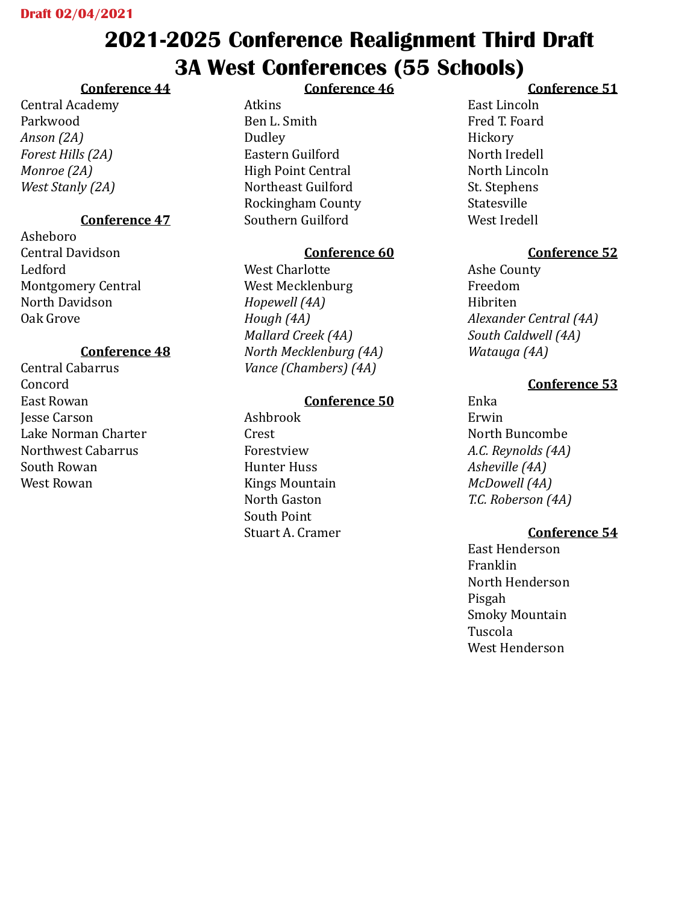Draft 02/04/2021

# 2021-2025 Conference Realignment Third Draft
# 3A West Conferences (55 Schools)

**Conference 44**

Central Academy
Parkwood
*Anson (2A)*
*Forest Hills (2A)*
*Monroe (2A)*
*West Stanly (2A)*

**Conference 47**

Asheboro
Central Davidson
Ledford
Montgomery Central
North Davidson
Oak Grove

**Conference 48**

Central Cabarrus
Concord
East Rowan
Jesse Carson
Lake Norman Charter
Northwest Cabarrus
South Rowan
West Rowan

**Conference 46**

Atkins
Ben L. Smith
Dudley
Eastern Guilford
High Point Central
Northeast Guilford
Rockingham County
Southern Guilford

**Conference 60**

West Charlotte
West Mecklenburg
*Hopewell (4A)*
*Hough (4A)*
*Mallard Creek (4A)*
*North Mecklenburg (4A)*
*Vance (Chambers) (4A)*

**Conference 50**

Ashbrook
Crest
Forestview
Hunter Huss
Kings Mountain
North Gaston
South Point
Stuart A. Cramer

**Conference 51**

East Lincoln
Fred T. Foard
Hickory
North Iredell
North Lincoln
St. Stephens
Statesville
West Iredell

**Conference 52**

Ashe County
Freedom
Hibriten
*Alexander Central (4A)*
*South Caldwell (4A)*
*Watauga (4A)*

**Conference 53**

Enka
Erwin
North Buncombe
*A.C. Reynolds (4A)*
*Asheville (4A)*
*McDowell (4A)*
*T.C. Roberson (4A)*

**Conference 54**

East Henderson
Franklin
North Henderson
Pisgah
Smoky Mountain
Tuscola
West Henderson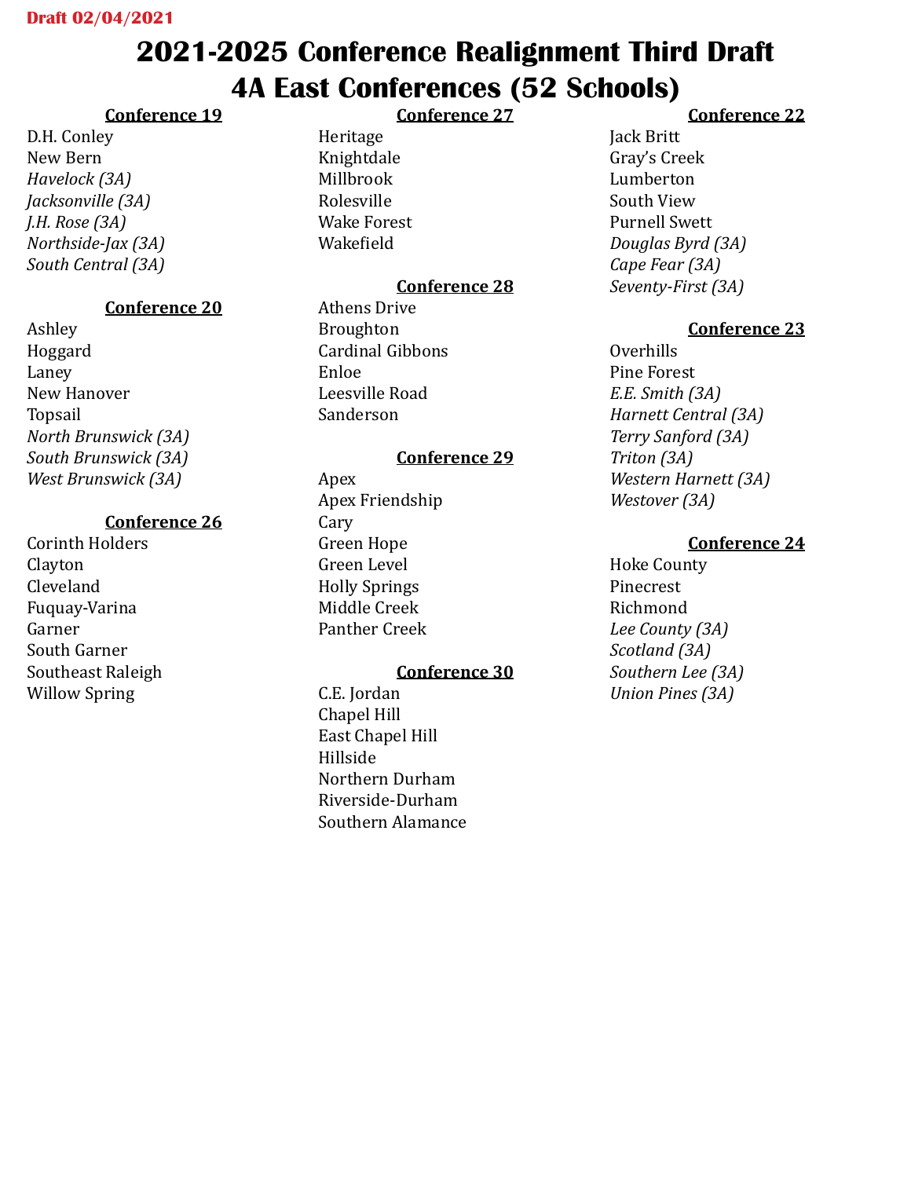Draft 02/04/2021

# 2021-2025 Conference Realignment Third Draft
# 4A East Conferences (52 Schools)

### Conference 19

D.H. Conley
New Bern
*Havelock (3A)*
*Jacksonville (3A)*
*J.H. Rose (3A)*
*Northside-Jax (3A)*
*South Central (3A)*

### Conference 20

Ashley
Hoggard
Laney
New Hanover
Topsail
*North Brunswick (3A)*
*South Brunswick (3A)*
*West Brunswick (3A)*

### Conference 26

Corinth Holders
Clayton
Cleveland
Fuquay-Varina
Garner
South Garner
Southeast Raleigh
Willow Spring

### Conference 27

Heritage
Knightdale
Millbrook
Rolesville
Wake Forest
Wakefield

### Conference 28

Athens Drive
Broughton
Cardinal Gibbons
Enloe
Leesville Road
Sanderson

### Conference 29

Apex
Apex Friendship
Cary
Green Hope
Green Level
Holly Springs
Middle Creek
Panther Creek

### Conference 30

C.E. Jordan
Chapel Hill
East Chapel Hill
Hillside
Northern Durham
Riverside-Durham
Southern Alamance

### Conference 22

Jack Britt
Gray's Creek
Lumberton
South View
Purnell Swett
*Douglas Byrd (3A)*
*Cape Fear (3A)*
*Seventy-First (3A)*

### Conference 23

Overhills
Pine Forest
*E.E. Smith (3A)*
*Harnett Central (3A)*
*Terry Sanford (3A)*
*Triton (3A)*
*Western Harnett (3A)*
*Westover (3A)*

### Conference 24

Hoke County
Pinecrest
Richmond
*Lee County (3A)*
*Scotland (3A)*
*Southern Lee (3A)*
*Union Pines (3A)*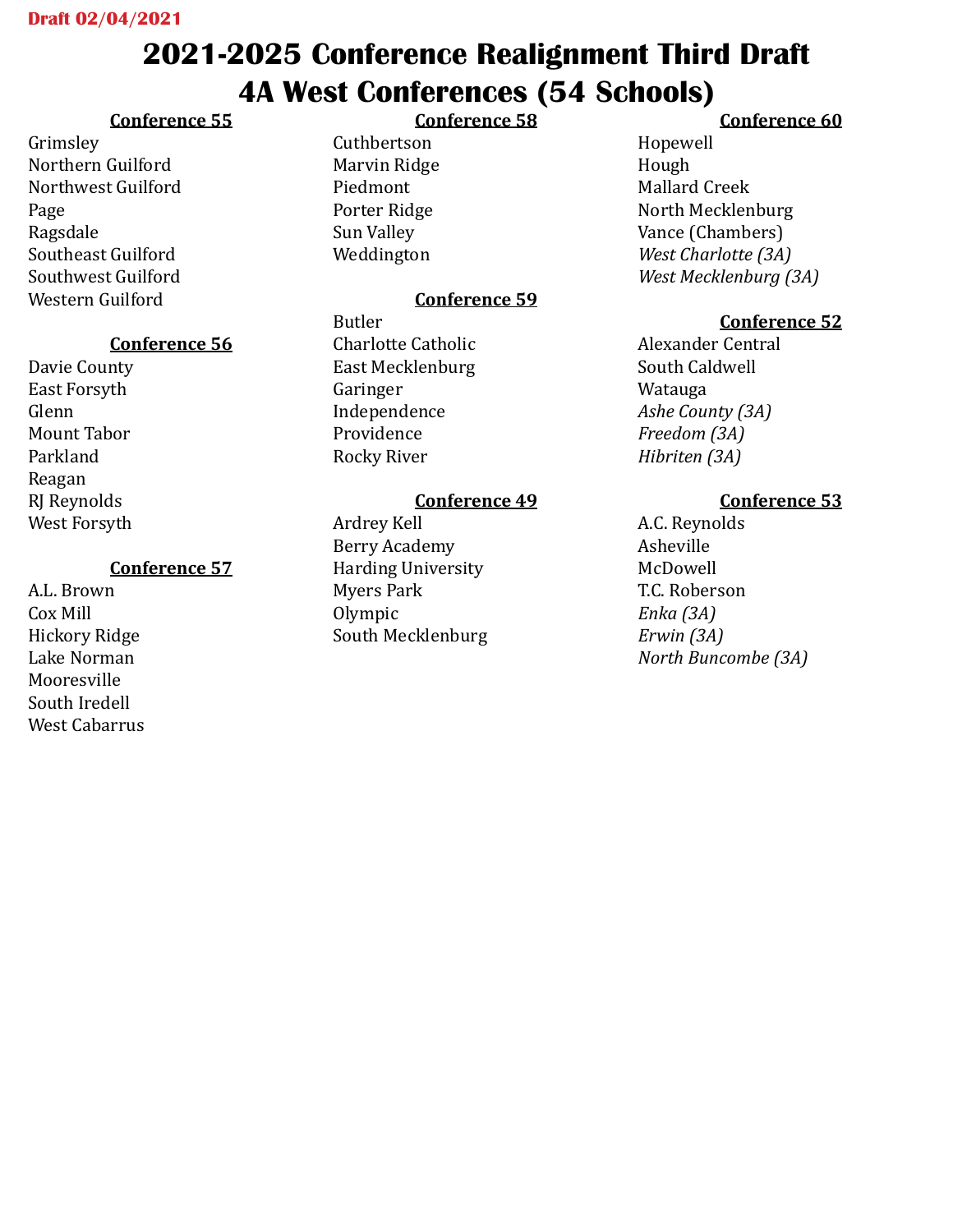Draft 02/04/2021

# 2021-2025 Conference Realignment Third Draft
# 4A West Conferences (54 Schools)

**Conference 55**

Grimsley
Northern Guilford
Northwest Guilford
Page
Ragsdale
Southeast Guilford
Southwest Guilford
Western Guilford

**Conference 56**

Davie County
East Forsyth
Glenn
Mount Tabor
Parkland
Reagan
RJ Reynolds
West Forsyth

**Conference 57**

A.L. Brown
Cox Mill
Hickory Ridge
Lake Norman
Mooresville
South Iredell
West Cabarrus

**Conference 58**

Cuthbertson
Marvin Ridge
Piedmont
Porter Ridge
Sun Valley
Weddington

**Conference 59**

Butler
Charlotte Catholic
East Mecklenburg
Garinger
Independence
Providence
Rocky River

**Conference 49**

Ardrey Kell
Berry Academy
Harding University
Myers Park
Olympic
South Mecklenburg

**Conference 60**

Hopewell
Hough
Mallard Creek
North Mecklenburg
Vance (Chambers)
*West Charlotte (3A)*
*West Mecklenburg (3A)*

**Conference 52**

Alexander Central
South Caldwell
Watauga
*Ashe County (3A)*
*Freedom (3A)*
*Hibriten (3A)*

**Conference 53**

A.C. Reynolds
Asheville
McDowell
T.C. Roberson
*Enka (3A)*
*Erwin (3A)*
*North Buncombe (3A)*